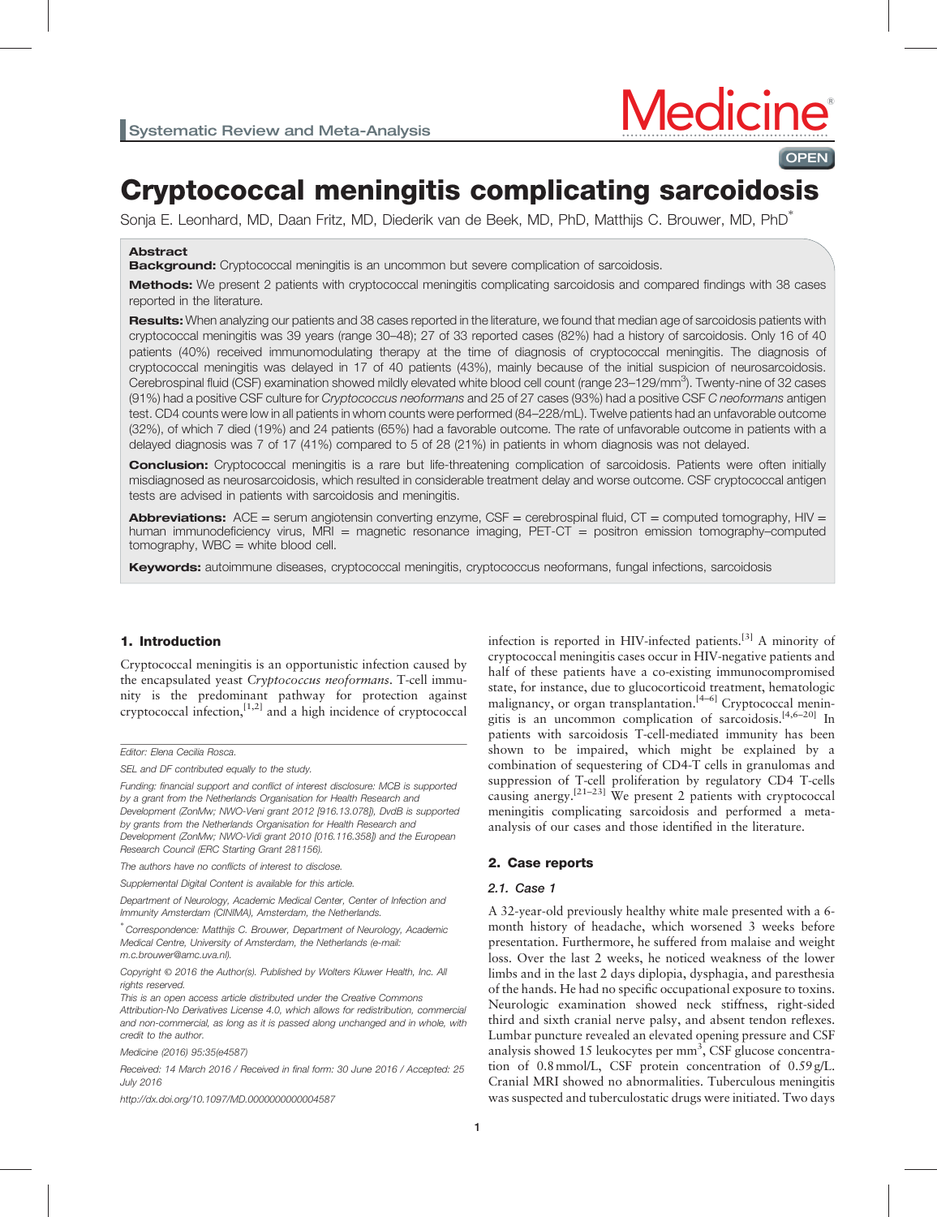Systematic Review and Meta-Analysis

# Cryptococcal meningitis complicating sarcoidosis

Sonja E. Leonhard, MD, Daan Fritz, MD, Diederik van de Beek, MD, PhD, Matthijs C. Brouwer, MD, PhD*

## Abstract

**Background:** Cryptococcal meningitis is an uncommon but severe complication of sarcoidosis.

**Methods:** We present 2 patients with cryptococcal meningitis complicating sarcoidosis and compared findings with 38 cases reported in the literature.

**Results:** When analyzing our patients and 38 cases reported in the literature, we found that median age of sarcoidosis patients with cryptococcal meningitis was 39 years (range 30–48); 27 of 33 reported cases (82%) had a history of sarcoidosis. Only 16 of 40 patients (40%) received immunomodulating therapy at the time of diagnosis of cryptococcal meningitis. The diagnosis of cryptococcal meningitis was delayed in 17 of 40 patients (43%), mainly because of the initial suspicion of neurosarcoidosis. Cerebrospinal fluid (CSF) examination showed mildly elevated white blood cell count (range 23–129/mm$^3$). Twenty-nine of 32 cases (91%) had a positive CSF culture for *Cryptococcus neoformans* and 25 of 27 cases (93%) had a positive CSF *C neoformans* antigen test. CD4 counts were low in all patients in whom counts were performed (84–228/mL). Twelve patients had an unfavorable outcome (32%), of which 7 died (19%) and 24 patients (65%) had a favorable outcome. The rate of unfavorable outcome in patients with a delayed diagnosis was 7 of 17 (41%) compared to 5 of 28 (21%) in patients in whom diagnosis was not delayed.

**Conclusion:** Cryptococcal meningitis is a rare but life-threatening complication of sarcoidosis. Patients were often initially misdiagnosed as neurosarcoidosis, which resulted in considerable treatment delay and worse outcome. CSF cryptococcal antigen tests are advised in patients with sarcoidosis and meningitis.

**Abbreviations:** ACE = serum angiotensin converting enzyme, CSF = cerebrospinal fluid, CT = computed tomography, HIV = human immunodeficiency virus, MRI = magnetic resonance imaging, PET-CT = positron emission tomography–computed tomography, WBC = white blood cell.

**Keywords:** autoimmune diseases, cryptococcal meningitis, cryptococcus neoformans, fungal infections, sarcoidosis

## 1. Introduction

Cryptococcal meningitis is an opportunistic infection caused by the encapsulated yeast *Cryptococcus neoformans*. T-cell immunity is the predominant pathway for protection against cryptococcal infection,[1,2] and a high incidence of cryptococcal infection is reported in HIV-infected patients.[3] A minority of cryptococcal meningitis cases occur in HIV-negative patients and half of these patients have a co-existing immunocompromised state, for instance, due to glucocorticoid treatment, hematologic malignancy, or organ transplantation.[4–6] Cryptococcal meningitis is an uncommon complication of sarcoidosis.[4,6–20] In patients with sarcoidosis T-cell-mediated immunity has been shown to be impaired, which might be explained by a combination of sequestering of CD4-T cells in granulomas and suppression of T-cell proliferation by regulatory CD4 T-cells causing anergy.[21–23] We present 2 patients with cryptococcal meningitis complicating sarcoidosis and performed a meta-analysis of our cases and those identified in the literature.

## 2. Case reports

### 2.1. Case 1

A 32-year-old previously healthy white male presented with a 6-month history of headache, which worsened 3 weeks before presentation. Furthermore, he suffered from malaise and weight loss. Over the last 2 weeks, he noticed weakness of the lower limbs and in the last 2 days diplopia, dysphagia, and paresthesia of the hands. He had no specific occupational exposure to toxins. Neurologic examination showed neck stiffness, right-sided third and sixth cranial nerve palsy, and absent tendon reflexes. Lumbar puncture revealed an elevated opening pressure and CSF analysis showed 15 leukocytes per mm$^3$, CSF glucose concentration of 0.8 mmol/L, CSF protein concentration of 0.59 g/L. Cranial MRI showed no abnormalities. Tuberculous meningitis was suspected and tuberculostatic drugs were initiated. Two days

---

Editor: Elena Cecilia Rosca.

SEL and DF contributed equally to the study.

Funding: financial support and conflict of interest disclosure: MCB is supported by a grant from the Netherlands Organisation for Health Research and Development (ZonMw; NWO-Veni grant 2012 [916.13.078]), DvdB is supported by grants from the Netherlands Organisation for Health Research and Development (ZonMw; NWO-Vidi grant 2010 [016.116.358]) and the European Research Council (ERC Starting Grant 281156).

The authors have no conflicts of interest to disclose.

Supplemental Digital Content is available for this article.

Department of Neurology, Academic Medical Center, Center of Infection and Immunity Amsterdam (CINIMA), Amsterdam, the Netherlands.

* Correspondence: Matthijs C. Brouwer, Department of Neurology, Academic Medical Centre, University of Amsterdam, the Netherlands (e-mail: m.c.brouwer@amc.uva.nl).

Copyright © 2016 the Author(s). Published by Wolters Kluwer Health, Inc. All rights reserved.

This is an open access article distributed under the Creative Commons Attribution-No Derivatives License 4.0, which allows for redistribution, commercial and non-commercial, as long as it is passed along unchanged and in whole, with credit to the author.

Medicine (2016) 95:35(e4587)

Received: 14 March 2016 / Received in final form: 30 June 2016 / Accepted: 25 July 2016

http://dx.doi.org/10.1097/MD.0000000000004587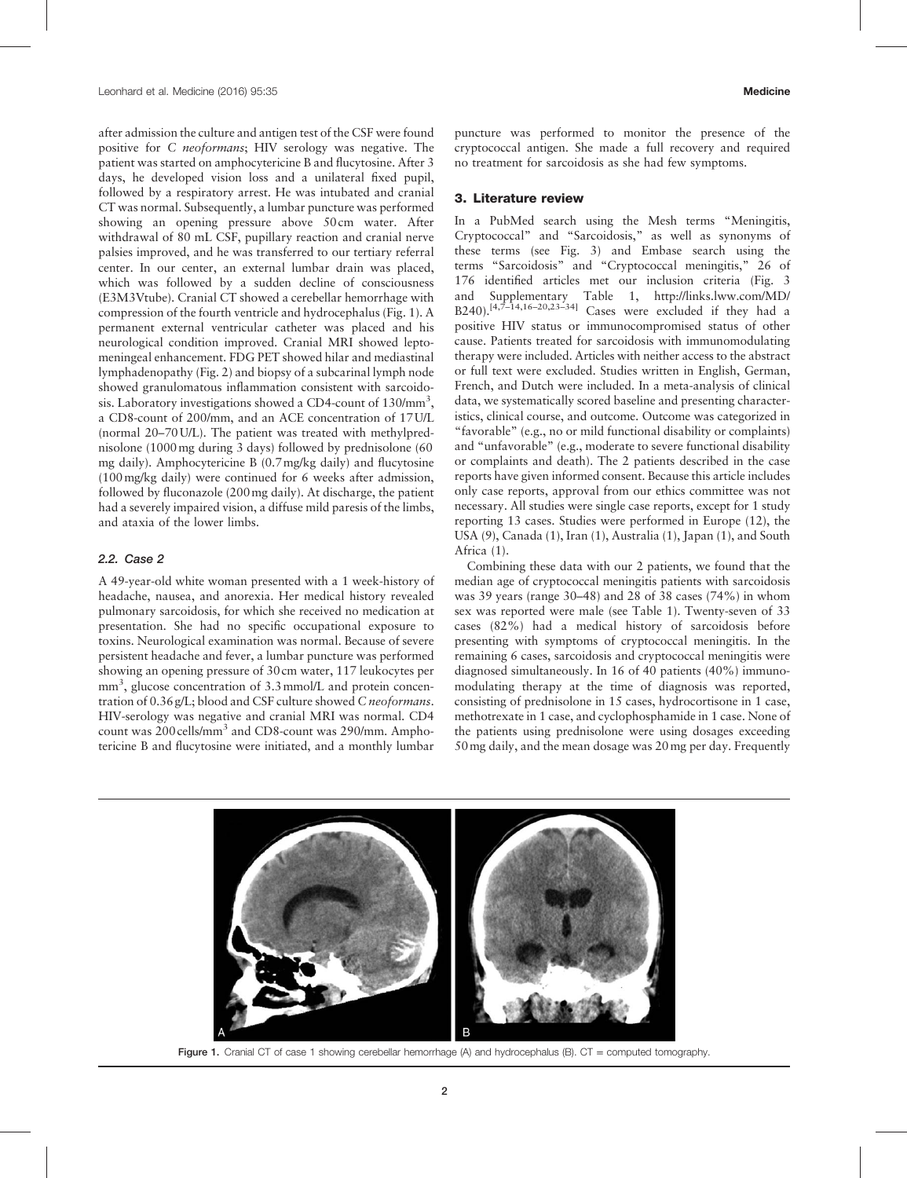after admission the culture and antigen test of the CSF were found positive for *C neoformans*; HIV serology was negative. The patient was started on amphocytericine B and flucytosine. After 3 days, he developed vision loss and a unilateral fixed pupil, followed by a respiratory arrest. He was intubated and cranial CT was normal. Subsequently, a lumbar puncture was performed showing an opening pressure above 50 cm water. After withdrawal of 80 mL CSF, pupillary reaction and cranial nerve palsies improved, and he was transferred to our tertiary referral center. In our center, an external lumbar drain was placed, which was followed by a sudden decline of consciousness (E3M3Vtube). Cranial CT showed a cerebellar hemorrhage with compression of the fourth ventricle and hydrocephalus (Fig. 1). A permanent external ventricular catheter was placed and his neurological condition improved. Cranial MRI showed leptomeningeal enhancement. FDG PET showed hilar and mediastinal lymphadenopathy (Fig. 2) and biopsy of a subcarinal lymph node showed granulomatous inflammation consistent with sarcoidosis. Laboratory investigations showed a CD4-count of 130/mm$^3$, a CD8-count of 200/mm, and an ACE concentration of 17 U/L (normal 20–70 U/L). The patient was treated with methylprednisolone (1000 mg during 3 days) followed by prednisolone (60 mg daily). Amphocytericine B (0.7 mg/kg daily) and flucytosine (100 mg/kg daily) were continued for 6 weeks after admission, followed by fluconazole (200 mg daily). At discharge, the patient had a severely impaired vision, a diffuse mild paresis of the limbs, and ataxia of the lower limbs.

### 2.2. Case 2

A 49-year-old white woman presented with a 1 week-history of headache, nausea, and anorexia. Her medical history revealed pulmonary sarcoidosis, for which she received no medication at presentation. She had no specific occupational exposure to toxins. Neurological examination was normal. Because of severe persistent headache and fever, a lumbar puncture was performed showing an opening pressure of 30 cm water, 117 leukocytes per mm$^3$, glucose concentration of 3.3 mmol/L and protein concentration of 0.36 g/L; blood and CSF culture showed *C neoformans*. HIV-serology was negative and cranial MRI was normal. CD4 count was 200 cells/mm$^3$ and CD8-count was 290/mm. Amphotericine B and flucytosine were initiated, and a monthly lumbar puncture was performed to monitor the presence of the cryptococcal antigen. She made a full recovery and required no treatment for sarcoidosis as she had few symptoms.

## 3. Literature review

In a PubMed search using the Mesh terms "Meningitis, Cryptococcal" and "Sarcoidosis," as well as synonyms of these terms (see Fig. 3) and Embase search using the terms "Sarcoidosis" and "Cryptococcal meningitis," 26 of 176 identified articles met our inclusion criteria (Fig. 3 and Supplementary Table 1, http://links.lww.com/MD/B240).[4,7–14,16–20,23–34] Cases were excluded if they had a positive HIV status or immunocompromised status of other cause. Patients treated for sarcoidosis with immunomodulating therapy were included. Articles with neither access to the abstract or full text were excluded. Studies written in English, German, French, and Dutch were included. In a meta-analysis of clinical data, we systematically scored baseline and presenting characteristics, clinical course, and outcome. Outcome was categorized in "favorable" (e.g., no or mild functional disability or complaints) and "unfavorable" (e.g., moderate to severe functional disability or complaints and death). The 2 patients described in the case reports have given informed consent. Because this article includes only case reports, approval from our ethics committee was not necessary. All studies were single case reports, except for 1 study reporting 13 cases. Studies were performed in Europe (12), the USA (9), Canada (1), Iran (1), Australia (1), Japan (1), and South Africa (1).

Combining these data with our 2 patients, we found that the median age of cryptococcal meningitis patients with sarcoidosis was 39 years (range 30–48) and 28 of 38 cases (74%) in whom sex was reported were male (see Table 1). Twenty-seven of 33 cases (82%) had a medical history of sarcoidosis before presenting with symptoms of cryptococcal meningitis. In the remaining 6 cases, sarcoidosis and cryptococcal meningitis were diagnosed simultaneously. In 16 of 40 patients (40%) immunomodulating therapy at the time of diagnosis was reported, consisting of prednisolone in 15 cases, hydrocortisone in 1 case, methotrexate in 1 case, and cyclophosphamide in 1 case. None of the patients using prednisolone were using dosages exceeding 50 mg daily, and the mean dosage was 20 mg per day. Frequently

Figure 1. Cranial CT of case 1 showing cerebellar hemorrhage (A) and hydrocephalus (B). CT = computed tomography.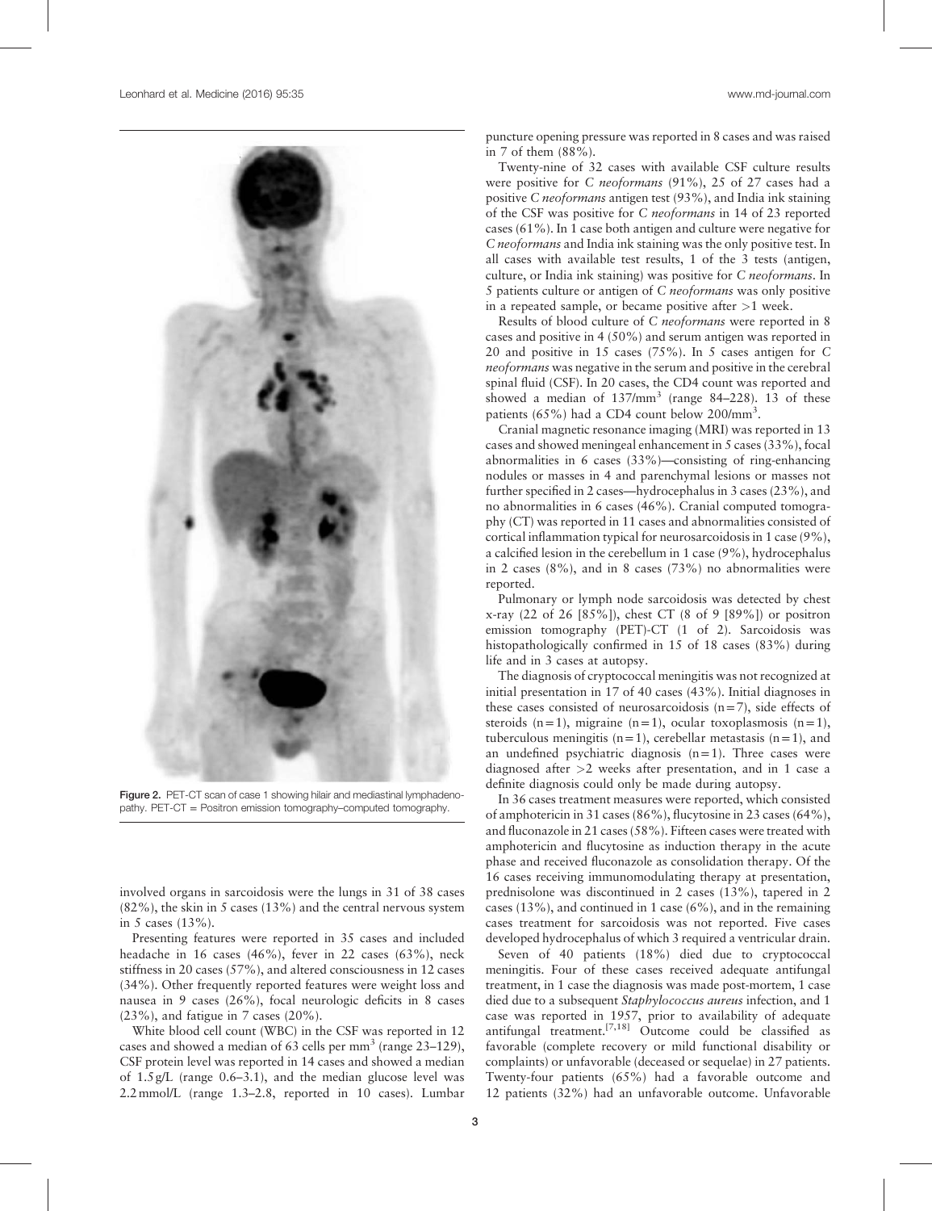Figure 2. PET-CT scan of case 1 showing hilair and mediastinal lymphadenopathy. PET-CT = Positron emission tomography–computed tomography.

involved organs in sarcoidosis were the lungs in 31 of 38 cases (82%), the skin in 5 cases (13%) and the central nervous system in 5 cases (13%).

Presenting features were reported in 35 cases and included headache in 16 cases (46%), fever in 22 cases (63%), neck stiffness in 20 cases (57%), and altered consciousness in 12 cases (34%). Other frequently reported features were weight loss and nausea in 9 cases (26%), focal neurologic deficits in 8 cases (23%), and fatigue in 7 cases (20%).

White blood cell count (WBC) in the CSF was reported in 12 cases and showed a median of 63 cells per $mm^3$ (range 23–129), CSF protein level was reported in 14 cases and showed a median of 1.5 g/L (range 0.6–3.1), and the median glucose level was 2.2 mmol/L (range 1.3–2.8, reported in 10 cases). Lumbar puncture opening pressure was reported in 8 cases and was raised in 7 of them (88%).

Twenty-nine of 32 cases with available CSF culture results were positive for *C neoformans* (91%), 25 of 27 cases had a positive *C neoformans* antigen test (93%), and India ink staining of the CSF was positive for *C neoformans* in 14 of 23 reported cases (61%). In 1 case both antigen and culture were negative for *C neoformans* and India ink staining was the only positive test. In all cases with available test results, 1 of the 3 tests (antigen, culture, or India ink staining) was positive for *C neoformans*. In 5 patients culture or antigen of *C neoformans* was only positive in a repeated sample, or became positive after >1 week.

Results of blood culture of *C neoformans* were reported in 8 cases and positive in 4 (50%) and serum antigen was reported in 20 and positive in 15 cases (75%). In 5 cases antigen for *C neoformans* was negative in the serum and positive in the cerebral spinal fluid (CSF). In 20 cases, the CD4 count was reported and showed a median of 137/$mm^3$ (range 84–228). 13 of these patients (65%) had a CD4 count below 200/$mm^3$.

Cranial magnetic resonance imaging (MRI) was reported in 13 cases and showed meningeal enhancement in 5 cases (33%), focal abnormalities in 6 cases (33%)—consisting of ring-enhancing nodules or masses in 4 and parenchymal lesions or masses not further specified in 2 cases—hydrocephalus in 3 cases (23%), and no abnormalities in 6 cases (46%). Cranial computed tomography (CT) was reported in 11 cases and abnormalities consisted of cortical inflammation typical for neurosarcoidosis in 1 case (9%), a calcified lesion in the cerebellum in 1 case (9%), hydrocephalus in 2 cases (8%), and in 8 cases (73%) no abnormalities were reported.

Pulmonary or lymph node sarcoidosis was detected by chest x-ray (22 of 26 [85%]), chest CT (8 of 9 [89%]) or positron emission tomography (PET)-CT (1 of 2). Sarcoidosis was histopathologically confirmed in 15 of 18 cases (83%) during life and in 3 cases at autopsy.

The diagnosis of cryptococcal meningitis was not recognized at initial presentation in 17 of 40 cases (43%). Initial diagnoses in these cases consisted of neurosarcoidosis (n=7), side effects of steroids (n=1), migraine (n=1), ocular toxoplasmosis (n=1), tuberculous meningitis (n=1), cerebellar metastasis (n=1), and an undefined psychiatric diagnosis (n=1). Three cases were diagnosed after >2 weeks after presentation, and in 1 case a definite diagnosis could only be made during autopsy.

In 36 cases treatment measures were reported, which consisted of amphotericin in 31 cases (86%), flucytosine in 23 cases (64%), and fluconazole in 21 cases (58%). Fifteen cases were treated with amphotericin and flucytosine as induction therapy in the acute phase and received fluconazole as consolidation therapy. Of the 16 cases receiving immunomodulating therapy at presentation, prednisolone was discontinued in 2 cases (13%), tapered in 2 cases (13%), and continued in 1 case (6%), and in the remaining cases treatment for sarcoidosis was not reported. Five cases developed hydrocephalus of which 3 required a ventricular drain.

Seven of 40 patients (18%) died due to cryptococcal meningitis. Four of these cases received adequate antifungal treatment, in 1 case the diagnosis was made post-mortem, 1 case died due to a subsequent *Staphylococcus aureus* infection, and 1 case was reported in 1957, prior to availability of adequate antifungal treatment.[7,18] Outcome could be classified as favorable (complete recovery or mild functional disability or complaints) or unfavorable (deceased or sequelae) in 27 patients. Twenty-four patients (65%) had a favorable outcome and 12 patients (32%) had an unfavorable outcome. Unfavorable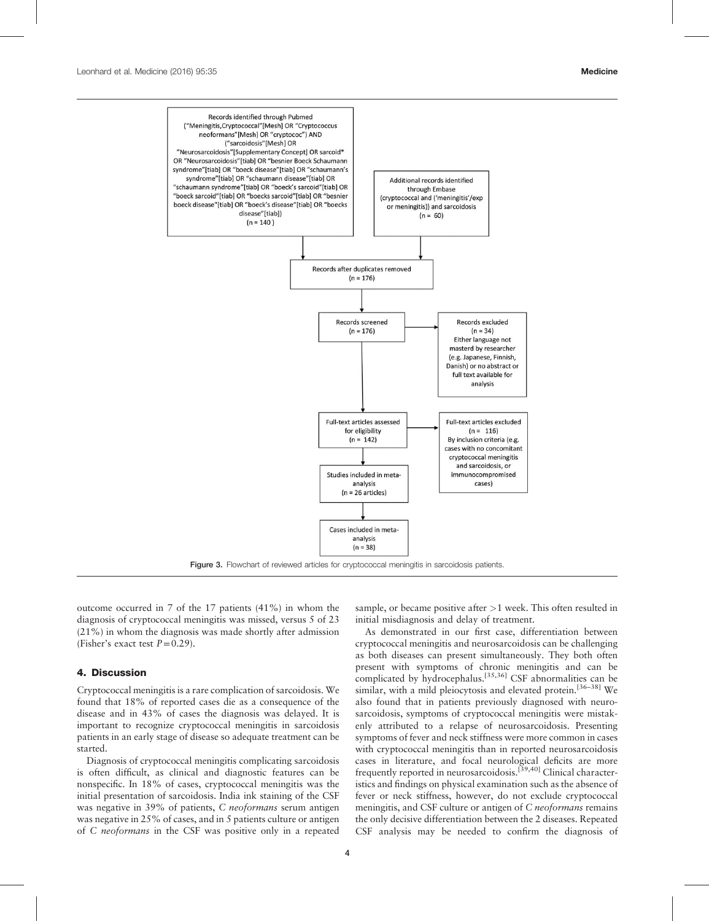Records identified through Pubmed ("Meningitis,Cryptococcal"[Mesh] OR "Cryptococcus neoformans"[Mesh] OR "cryptococ") AND ("sarcoidosis"[Mesh] OR "Neurosarcoidosis"[Supplementary Concept] OR sarcoid* OR "Neurosarcoidosis"[tiab] OR "besnier Boeck Schaumann syndrome"[tiab] OR "boeck disease"[tiab] OR "schaumann's syndrome"[tiab] OR "schaumann disease"[tiab] OR "schaumann syndrome"[tiab] OR "boeck's sarcoid"[tiab] OR "boeck sarcoid"[tiab] OR "boecks sarcoid"[tiab] OR "besnier boeck disease"[tiab] OR "boeck's disease"[tiab] OR "boecks disease"[tiab]) (n = 140 )

Additional records identified through Embase (cryptococcal and ('meningitis'/exp or meningitis)) and sarcoidosis (n = 60)

Records after duplicates removed (n = 176)

Records screened (n = 176)

Records excluded (n = 34) Either language not masterd by researcher (e.g. Japanese, Finnish, Danish) or no abstract or full text available for analysis

Full-text articles assessed for eligibility (n = 142)

Full-text articles excluded (n = 116) By inclusion criteria (e.g. cases with no concomitant cryptococcal meningitis and sarcoidosis, or immunocompromised cases)

Studies included in meta-analysis (n = 26 articles)

Cases included in meta-analysis (n = 38)

Figure 3. Flowchart of reviewed articles for cryptococcal meningitis in sarcoidosis patients.

outcome occurred in 7 of the 17 patients (41%) in whom the diagnosis of cryptococcal meningitis was missed, versus 5 of 23 (21%) in whom the diagnosis was made shortly after admission (Fisher's exact test $P = 0.29$).

## 4. Discussion

Cryptococcal meningitis is a rare complication of sarcoidosis. We found that 18% of reported cases die as a consequence of the disease and in 43% of cases the diagnosis was delayed. It is important to recognize cryptococcal meningitis in sarcoidosis patients in an early stage of disease so adequate treatment can be started.

Diagnosis of cryptococcal meningitis complicating sarcoidosis is often difficult, as clinical and diagnostic features can be nonspecific. In 18% of cases, cryptococcal meningitis was the initial presentation of sarcoidosis. India ink staining of the CSF was negative in 39% of patients, *C neoformans* serum antigen was negative in 25% of cases, and in 5 patients culture or antigen of *C neoformans* in the CSF was positive only in a repeated sample, or became positive after >1 week. This often resulted in initial misdiagnosis and delay of treatment.

As demonstrated in our first case, differentiation between cryptococcal meningitis and neurosarcoidosis can be challenging as both diseases can present simultaneously. They both often present with symptoms of chronic meningitis and can be complicated by hydrocephalus.[35,36] CSF abnormalities can be similar, with a mild pleiocytosis and elevated protein.[36–38] We also found that in patients previously diagnosed with neurosarcoidosis, symptoms of cryptococcal meningitis were mistakenly attributed to a relapse of neurosarcoidosis. Presenting symptoms of fever and neck stiffness were more common in cases with cryptococcal meningitis than in reported neurosarcoidosis cases in literature, and focal neurological deficits are more frequently reported in neurosarcoidosis.[39,40] Clinical characteristics and findings on physical examination such as the absence of fever or neck stiffness, however, do not exclude cryptococcal meningitis, and CSF culture or antigen of *C neoformans* remains the only decisive differentiation between the 2 diseases. Repeated CSF analysis may be needed to confirm the diagnosis of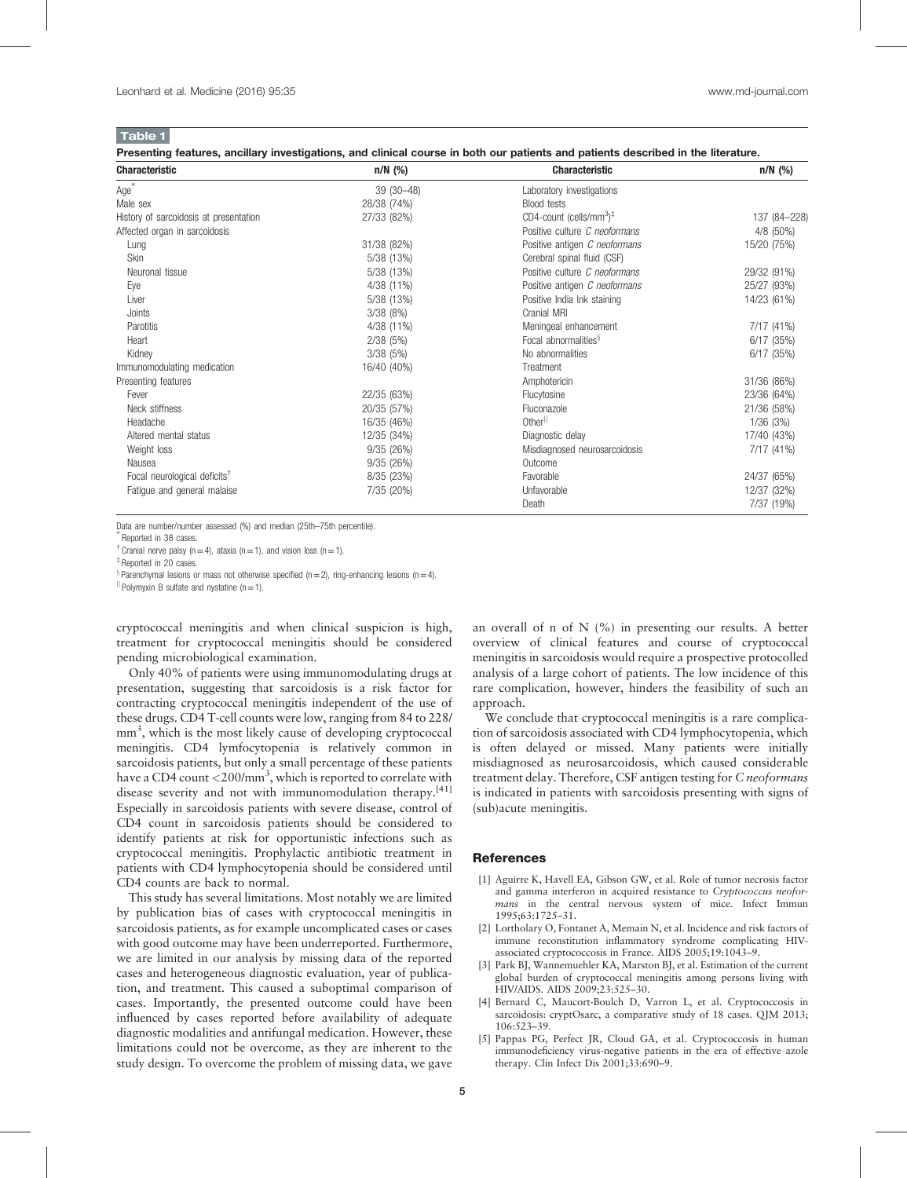**Table 1**

**Presenting features, ancillary investigations, and clinical course in both our patients and patients described in the literature.**

| Characteristic | n/N (%) | Characteristic | n/N (%) |
|---|---|---|---|
| Age* | 39 (30–48) | Laboratory investigations | |
| Male sex | 28/38 (74%) | Blood tests | |
| History of sarcoidosis at presentation | 27/33 (82%) | CD4-count (cells/mm$^3$)‡ | 137 (84–228) |
| Affected organ in sarcoidosis | | Positive culture *C neoformans* | 4/8 (50%) |
| Lung | 31/38 (82%) | Positive antigen *C neoformans* | 15/20 (75%) |
| Skin | 5/38 (13%) | Cerebral spinal fluid (CSF) | |
| Neuronal tissue | 5/38 (13%) | Positive culture *C neoformans* | 29/32 (91%) |
| Eye | 4/38 (11%) | Positive antigen *C neoformans* | 25/27 (93%) |
| Liver | 5/38 (13%) | Positive India Ink staining | 14/23 (61%) |
| Joints | 3/38 (8%) | Cranial MRI | |
| Parotitis | 4/38 (11%) | Meningeal enhancement | 7/17 (41%) |
| Heart | 2/38 (5%) | Focal abnormalities§ | 6/17 (35%) |
| Kidney | 3/38 (5%) | No abnormalities | 6/17 (35%) |
| Immunomodulating medication | 16/40 (40%) | Treatment | |
| Presenting features | | Amphotericin | 31/36 (86%) |
| Fever | 22/35 (63%) | Flucytosine | 23/36 (64%) |
| Neck stiffness | 20/35 (57%) | Fluconazole | 21/36 (58%) |
| Headache | 16/35 (46%) | Other‖ | 1/36 (3%) |
| Altered mental status | 12/35 (34%) | Diagnostic delay | 17/40 (43%) |
| Weight loss | 9/35 (26%) | Misdiagnosed neurosarcoidosis | 7/17 (41%) |
| Nausea | 9/35 (26%) | Outcome | |
| Focal neurological deficits† | 8/35 (23%) | Favorable | 24/37 (65%) |
| Fatigue and general malaise | 7/35 (20%) | Unfavorable | 12/37 (32%) |
| | | Death | 7/37 (19%) |

Data are number/number assessed (%) and median (25th–75th percentile).

\* Reported in 38 cases.

† Cranial nerve palsy (n = 4), ataxia (n = 1), and vision loss (n = 1).

‡ Reported in 20 cases.

§ Parenchymal lesions or mass not otherwise specified (n = 2), ring-enhancing lesions (n = 4).

‖ Polymyxin B sulfate and nystatine (n = 1).

cryptococcal meningitis and when clinical suspicion is high, treatment for cryptococcal meningitis should be considered pending microbiological examination.

Only 40% of patients were using immunomodulating drugs at presentation, suggesting that sarcoidosis is a risk factor for contracting cryptococcal meningitis independent of the use of these drugs. CD4 T-cell counts were low, ranging from 84 to 228/mm$^3$, which is the most likely cause of developing cryptococcal meningitis. CD4 lymfocytopenia is relatively common in sarcoidosis patients, but only a small percentage of these patients have a CD4 count <200/mm$^3$, which is reported to correlate with disease severity and not with immunomodulation therapy.[41] Especially in sarcoidosis patients with severe disease, control of CD4 count in sarcoidosis patients should be considered to identify patients at risk for opportunistic infections such as cryptococcal meningitis. Prophylactic antibiotic treatment in patients with CD4 lymphocytopenia should be considered until CD4 counts are back to normal.

This study has several limitations. Most notably we are limited by publication bias of cases with cryptococcal meningitis in sarcoidosis patients, as for example uncomplicated cases or cases with good outcome may have been underreported. Furthermore, we are limited in our analysis by missing data of the reported cases and heterogeneous diagnostic evaluation, year of publication, and treatment. This caused a suboptimal comparison of cases. Importantly, the presented outcome could have been influenced by cases reported before availability of adequate diagnostic modalities and antifungal medication. However, these limitations could not be overcome, as they are inherent to the study design. To overcome the problem of missing data, we gave an overall of n of N (%) in presenting our results. A better overview of clinical features and course of cryptococcal meningitis in sarcoidosis would require a prospective protocolled analysis of a large cohort of patients. The low incidence of this rare complication, however, hinders the feasibility of such an approach.

We conclude that cryptococcal meningitis is a rare complication of sarcoidosis associated with CD4 lymphocytopenia, which is often delayed or missed. Many patients were initially misdiagnosed as neurosarcoidosis, which caused considerable treatment delay. Therefore, CSF antigen testing for *C neoformans* is indicated in patients with sarcoidosis presenting with signs of (sub)acute meningitis.

## References

[1] Aguirre K, Havell EA, Gibson GW, et al. Role of tumor necrosis factor and gamma interferon in acquired resistance to *Cryptococcus neoformans* in the central nervous system of mice. Infect Immun 1995;63:1725–31.

[2] Lortholary O, Fontanet A, Memain N, et al. Incidence and risk factors of immune reconstitution inflammatory syndrome complicating HIV-associated cryptococcosis in France. AIDS 2005;19:1043–9.

[3] Park BJ, Wannemuehler KA, Marston BJ, et al. Estimation of the current global burden of cryptococcal meningitis among persons living with HIV/AIDS. AIDS 2009;23:525–30.

[4] Bernard C, Maucort-Boulch D, Varron L, et al. Cryptococcosis in sarcoidosis: cryptOsarc, a comparative study of 18 cases. QJM 2013; 106:523–39.

[5] Pappas PG, Perfect JR, Cloud GA, et al. Cryptococcosis in human immunodeficiency virus-negative patients in the era of effective azole therapy. Clin Infect Dis 2001;33:690–9.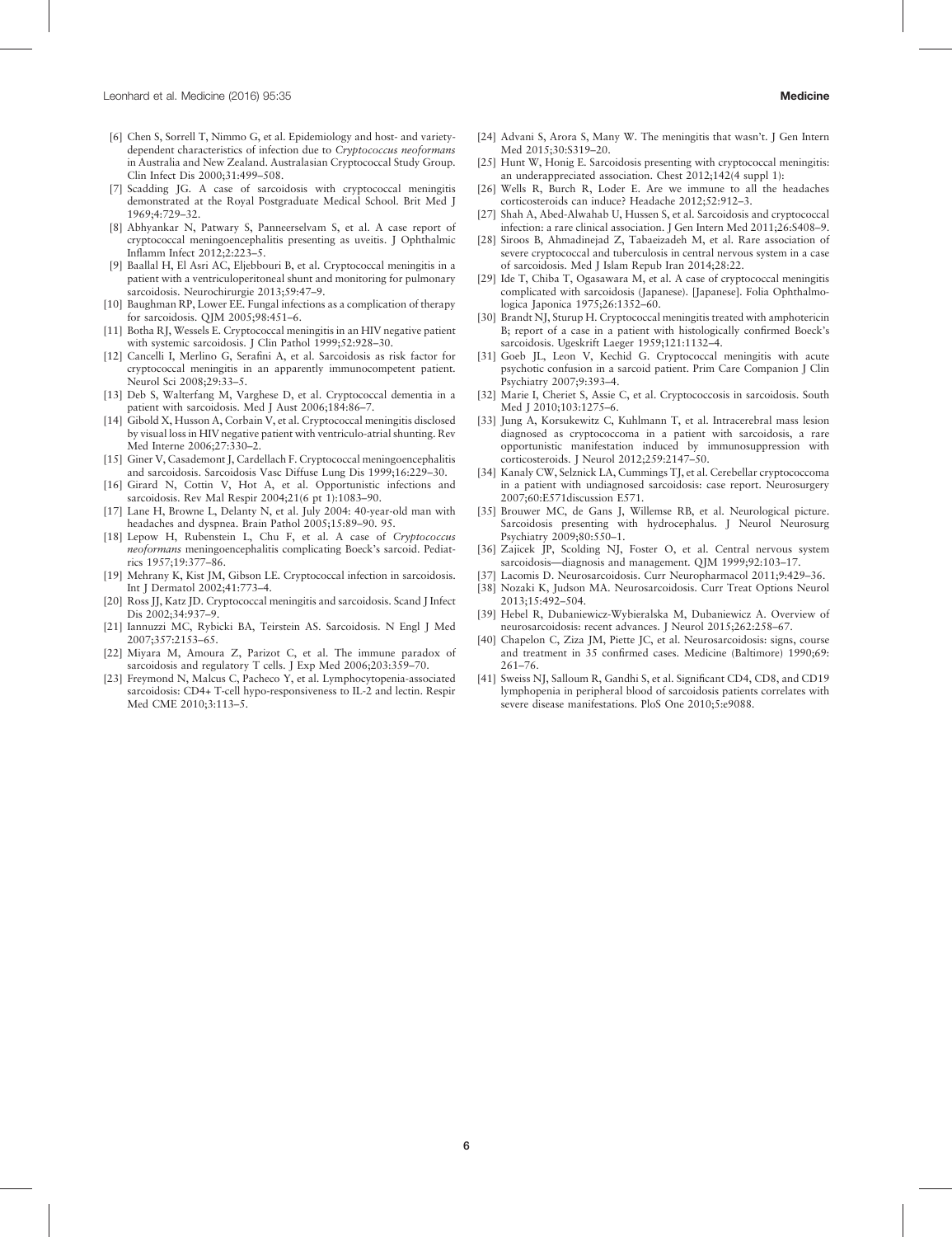- [6] Chen S, Sorrell T, Nimmo G, et al. Epidemiology and host- and variety-dependent characteristics of infection due to *Cryptococcus neoformans* in Australia and New Zealand. Australasian Cryptococcal Study Group. Clin Infect Dis 2000;31:499–508.
- [7] Scadding JG. A case of sarcoidosis with cryptococcal meningitis demonstrated at the Royal Postgraduate Medical School. Brit Med J 1969;4:729–32.
- [8] Abhyankar N, Patwary S, Panneerselvam S, et al. A case report of cryptococcal meningoencephalitis presenting as uveitis. J Ophthalmic Inflamm Infect 2012;2:223–5.
- [9] Baallal H, El Asri AC, Eljebbouri B, et al. Cryptococcal meningitis in a patient with a ventriculoperitoneal shunt and monitoring for pulmonary sarcoidosis. Neurochirurgie 2013;59:47–9.
- [10] Baughman RP, Lower EE. Fungal infections as a complication of therapy for sarcoidosis. QJM 2005;98:451–6.
- [11] Botha RJ, Wessels E. Cryptococcal meningitis in an HIV negative patient with systemic sarcoidosis. J Clin Pathol 1999;52:928–30.
- [12] Cancelli I, Merlino G, Serafini A, et al. Sarcoidosis as risk factor for cryptococcal meningitis in an apparently immunocompetent patient. Neurol Sci 2008;29:33–5.
- [13] Deb S, Walterfang M, Varghese D, et al. Cryptococcal dementia in a patient with sarcoidosis. Med J Aust 2006;184:86–7.
- [14] Gibold X, Husson A, Corbain V, et al. Cryptococcal meningitis disclosed by visual loss in HIV negative patient with ventriculo-atrial shunting. Rev Med Interne 2006;27:330–2.
- [15] Giner V, Casademont J, Cardellach F. Cryptococcal meningoencephalitis and sarcoidosis. Sarcoidosis Vasc Diffuse Lung Dis 1999;16:229–30.
- [16] Girard N, Cottin V, Hot A, et al. Opportunistic infections and sarcoidosis. Rev Mal Respir 2004;21(6 pt 1):1083–90.
- [17] Lane H, Browne L, Delanty N, et al. July 2004: 40-year-old man with headaches and dyspnea. Brain Pathol 2005;15:89–90. 95.
- [18] Lepow H, Rubenstein L, Chu F, et al. A case of *Cryptococcus neoformans* meningoencephalitis complicating Boeck's sarcoid. Pediatrics 1957;19:377–86.
- [19] Mehrany K, Kist JM, Gibson LE. Cryptococcal infection in sarcoidosis. Int J Dermatol 2002;41:773–4.
- [20] Ross JJ, Katz JD. Cryptococcal meningitis and sarcoidosis. Scand J Infect Dis 2002;34:937–9.
- [21] Iannuzzi MC, Rybicki BA, Teirstein AS. Sarcoidosis. N Engl J Med 2007;357:2153–65.
- [22] Miyara M, Amoura Z, Parizot C, et al. The immune paradox of sarcoidosis and regulatory T cells. J Exp Med 2006;203:359–70.
- [23] Freymond N, Malcus C, Pacheco Y, et al. Lymphocytopenia-associated sarcoidosis: CD4+ T-cell hypo-responsiveness to IL-2 and lectin. Respir Med CME 2010;3:113–5.
- [24] Advani S, Arora S, Many W. The meningitis that wasn't. J Gen Intern Med 2015;30:S319–20.
- [25] Hunt W, Honig E. Sarcoidosis presenting with cryptococcal meningitis: an underappreciated association. Chest 2012;142(4 suppl 1):
- [26] Wells R, Burch R, Loder E. Are we immune to all the headaches corticosteroids can induce? Headache 2012;52:912–3.
- [27] Shah A, Abed-Alwahab U, Hussen S, et al. Sarcoidosis and cryptococcal infection: a rare clinical association. J Gen Intern Med 2011;26:S408–9.
- [28] Siroos B, Ahmadinejad Z, Tabaeizadeh M, et al. Rare association of severe cryptococcal and tuberculosis in central nervous system in a case of sarcoidosis. Med J Islam Repub Iran 2014;28:22.
- [29] Ide T, Chiba T, Ogasawara M, et al. A case of cryptococcal meningitis complicated with sarcoidosis (Japanese). [Japanese]. Folia Ophthalmologica Japonica 1975;26:1352–60.
- [30] Brandt NJ, Sturup H. Cryptococcal meningitis treated with amphotericin B; report of a case in a patient with histologically confirmed Boeck's sarcoidosis. Ugeskrift Laeger 1959;121:1132–4.
- [31] Goeb JL, Leon V, Kechid G. Cryptococcal meningitis with acute psychotic confusion in a sarcoid patient. Prim Care Companion J Clin Psychiatry 2007;9:393–4.
- [32] Marie I, Cheriet S, Assie C, et al. Cryptococcosis in sarcoidosis. South Med J 2010;103:1275–6.
- [33] Jung A, Korsukewitz C, Kuhlmann T, et al. Intracerebral mass lesion diagnosed as cryptococcoma in a patient with sarcoidosis, a rare opportunistic manifestation induced by immunosuppression with corticosteroids. J Neurol 2012;259:2147–50.
- [34] Kanaly CW, Selznick LA, Cummings TJ, et al. Cerebellar cryptococcoma in a patient with undiagnosed sarcoidosis: case report. Neurosurgery 2007;60:E571discussion E571.
- [35] Brouwer MC, de Gans J, Willemse RB, et al. Neurological picture. Sarcoidosis presenting with hydrocephalus. J Neurol Neurosurg Psychiatry 2009;80:550–1.
- [36] Zajicek JP, Scolding NJ, Foster O, et al. Central nervous system sarcoidosis—diagnosis and management. QJM 1999;92:103–17.
- [37] Lacomis D. Neurosarcoidosis. Curr Neuropharmacol 2011;9:429–36.
- [38] Nozaki K, Judson MA. Neurosarcoidosis. Curr Treat Options Neurol 2013;15:492–504.
- [39] Hebel R, Dubaniewicz-Wybieralska M, Dubaniewicz A. Overview of neurosarcoidosis: recent advances. J Neurol 2015;262:258–67.
- [40] Chapelon C, Ziza JM, Piette JC, et al. Neurosarcoidosis: signs, course and treatment in 35 confirmed cases. Medicine (Baltimore) 1990;69: 261–76.
- [41] Sweiss NJ, Salloum R, Gandhi S, et al. Significant CD4, CD8, and CD19 lymphopenia in peripheral blood of sarcoidosis patients correlates with severe disease manifestations. PloS One 2010;5:e9088.